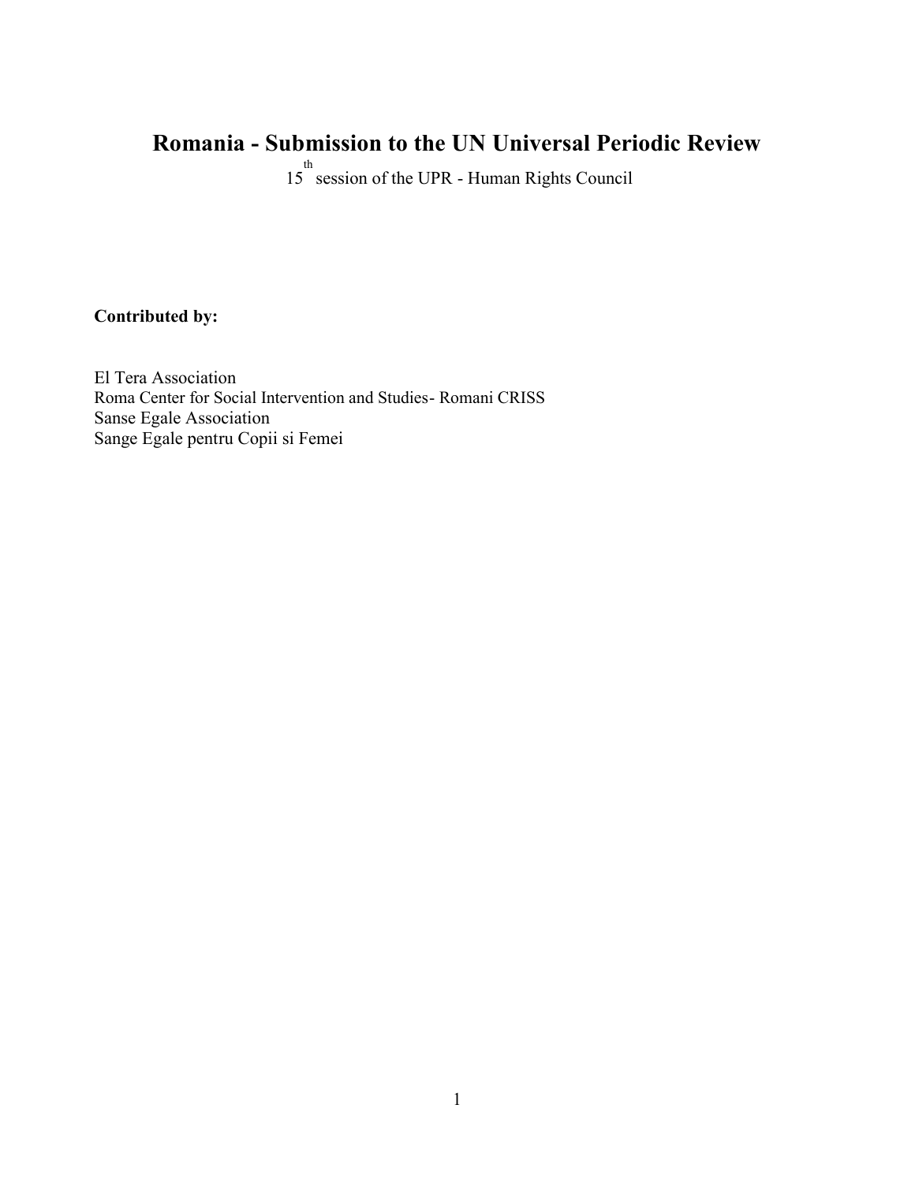# Romania - Submission to the UN Universal Periodic Review

15th session of the UPR - Human Rights Council

**Contributed by:**

El Tera Association
Roma Center for Social Intervention and Studies- Romani CRISS
Sanse Egale Association
Sange Egale pentru Copii si Femei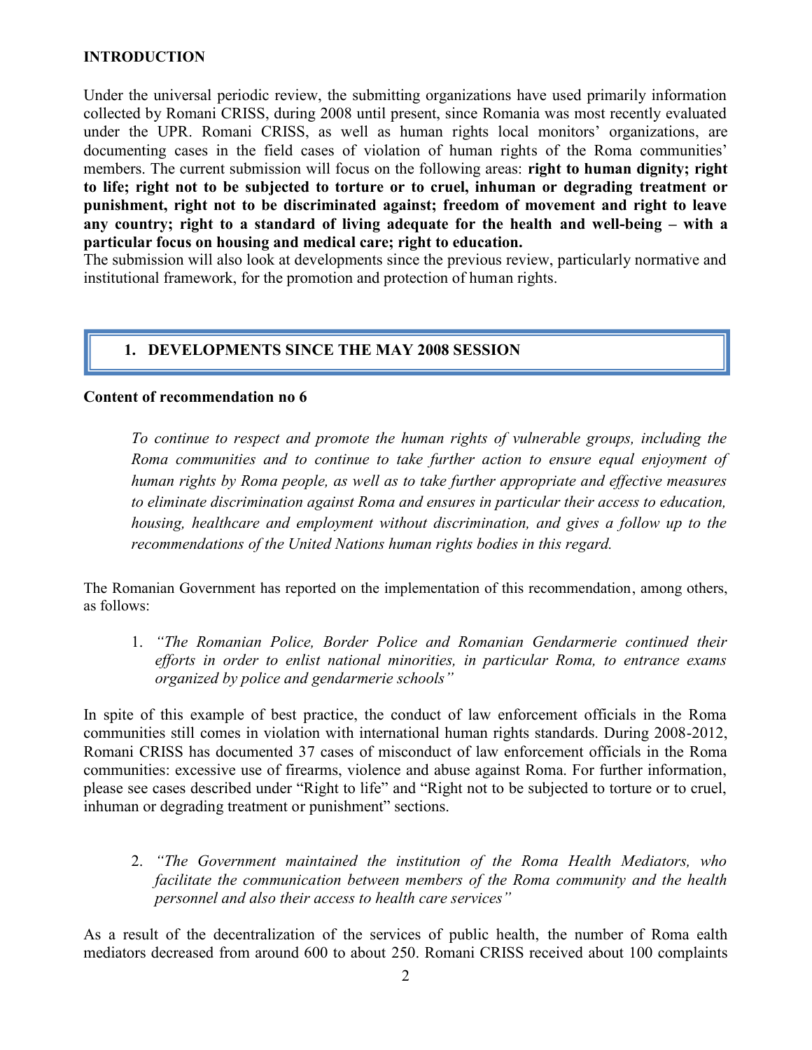**INTRODUCTION**

Under the universal periodic review, the submitting organizations have used primarily information collected by Romani CRISS, during 2008 until present, since Romania was most recently evaluated under the UPR. Romani CRISS, as well as human rights local monitors' organizations, are documenting cases in the field cases of violation of human rights of the Roma communities' members. The current submission will focus on the following areas: **right to human dignity; right to life; right not to be subjected to torture or to cruel, inhuman or degrading treatment or punishment, right not to be discriminated against; freedom of movement and right to leave any country; right to a standard of living adequate for the health and well-being – with a particular focus on housing and medical care; right to education.**

The submission will also look at developments since the previous review, particularly normative and institutional framework, for the promotion and protection of human rights.

## 1. DEVELOPMENTS SINCE THE MAY 2008 SESSION

**Content of recommendation no 6**

> *To continue to respect and promote the human rights of vulnerable groups, including the Roma communities and to continue to take further action to ensure equal enjoyment of human rights by Roma people, as well as to take further appropriate and effective measures to eliminate discrimination against Roma and ensures in particular their access to education, housing, healthcare and employment without discrimination, and gives a follow up to the recommendations of the United Nations human rights bodies in this regard.*

The Romanian Government has reported on the implementation of this recommendation, among others, as follows:

1. *"The Romanian Police, Border Police and Romanian Gendarmerie continued their efforts in order to enlist national minorities, in particular Roma, to entrance exams organized by police and gendarmerie schools"*

In spite of this example of best practice, the conduct of law enforcement officials in the Roma communities still comes in violation with international human rights standards. During 2008-2012, Romani CRISS has documented 37 cases of misconduct of law enforcement officials in the Roma communities: excessive use of firearms, violence and abuse against Roma. For further information, please see cases described under "Right to life" and "Right not to be subjected to torture or to cruel, inhuman or degrading treatment or punishment" sections.

2. *"The Government maintained the institution of the Roma Health Mediators, who facilitate the communication between members of the Roma community and the health personnel and also their access to health care services"*

As a result of the decentralization of the services of public health, the number of Roma ealth mediators decreased from around 600 to about 250. Romani CRISS received about 100 complaints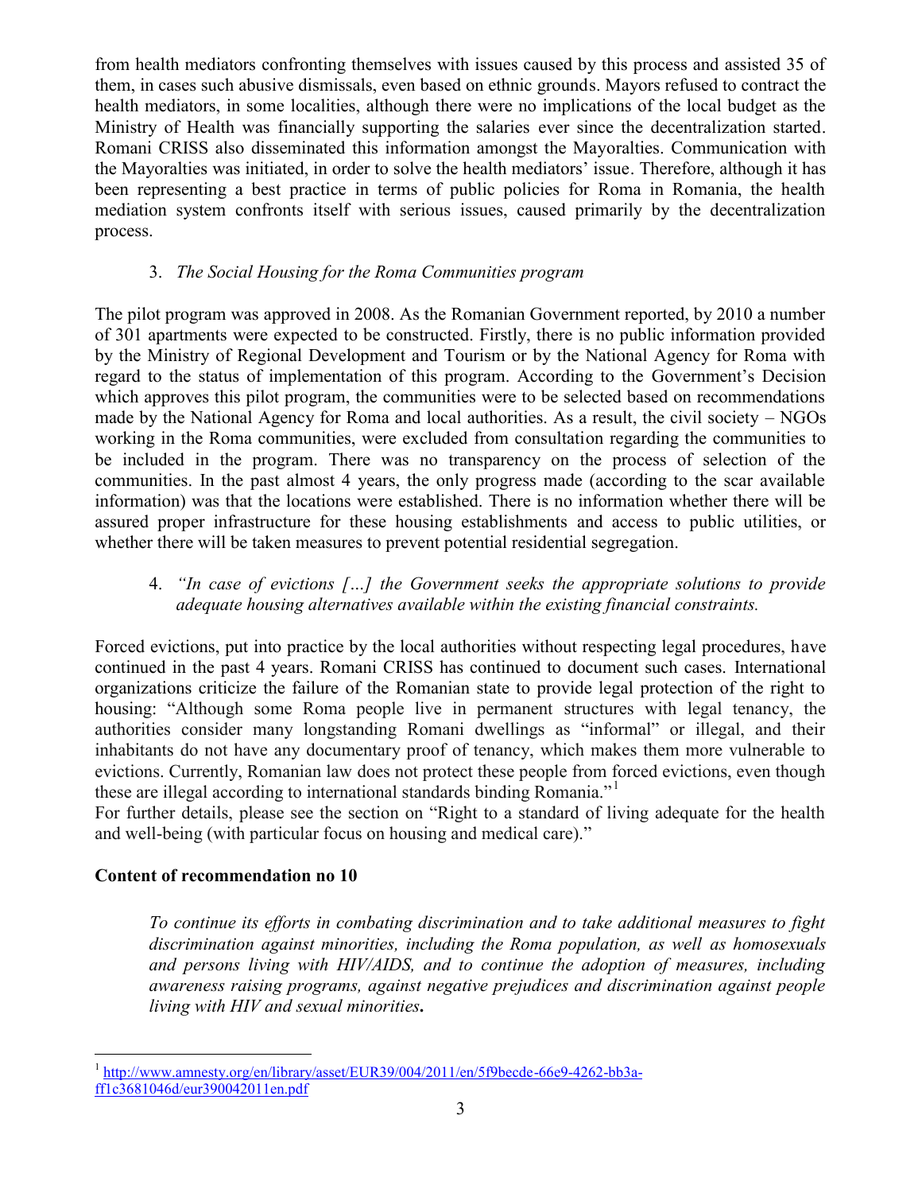from health mediators confronting themselves with issues caused by this process and assisted 35 of them, in cases such abusive dismissals, even based on ethnic grounds. Mayors refused to contract the health mediators, in some localities, although there were no implications of the local budget as the Ministry of Health was financially supporting the salaries ever since the decentralization started. Romani CRISS also disseminated this information amongst the Mayoralties. Communication with the Mayoralties was initiated, in order to solve the health mediators' issue. Therefore, although it has been representing a best practice in terms of public policies for Roma in Romania, the health mediation system confronts itself with serious issues, caused primarily by the decentralization process.

3. *The Social Housing for the Roma Communities program*

The pilot program was approved in 2008. As the Romanian Government reported, by 2010 a number of 301 apartments were expected to be constructed. Firstly, there is no public information provided by the Ministry of Regional Development and Tourism or by the National Agency for Roma with regard to the status of implementation of this program. According to the Government's Decision which approves this pilot program, the communities were to be selected based on recommendations made by the National Agency for Roma and local authorities. As a result, the civil society – NGOs working in the Roma communities, were excluded from consultation regarding the communities to be included in the program. There was no transparency on the process of selection of the communities. In the past almost 4 years, the only progress made (according to the scar available information) was that the locations were established. There is no information whether there will be assured proper infrastructure for these housing establishments and access to public utilities, or whether there will be taken measures to prevent potential residential segregation.

4. *"In case of evictions […] the Government seeks the appropriate solutions to provide adequate housing alternatives available within the existing financial constraints.*

Forced evictions, put into practice by the local authorities without respecting legal procedures, have continued in the past 4 years. Romani CRISS has continued to document such cases. International organizations criticize the failure of the Romanian state to provide legal protection of the right to housing: "Although some Roma people live in permanent structures with legal tenancy, the authorities consider many longstanding Romani dwellings as "informal" or illegal, and their inhabitants do not have any documentary proof of tenancy, which makes them more vulnerable to evictions. Currently, Romanian law does not protect these people from forced evictions, even though these are illegal according to international standards binding Romania."[1]

For further details, please see the section on "Right to a standard of living adequate for the health and well-being (with particular focus on housing and medical care)."

**Content of recommendation no 10**

> *To continue its efforts in combating discrimination and to take additional measures to fight discrimination against minorities, including the Roma population, as well as homosexuals and persons living with HIV/AIDS, and to continue the adoption of measures, including awareness raising programs, against negative prejudices and discrimination against people living with HIV and sexual minorities.*

---

[1] http://www.amnesty.org/en/library/asset/EUR39/004/2011/en/5f9becde-66e9-4262-bb3a-ff1c3681046d/eur390042011en.pdf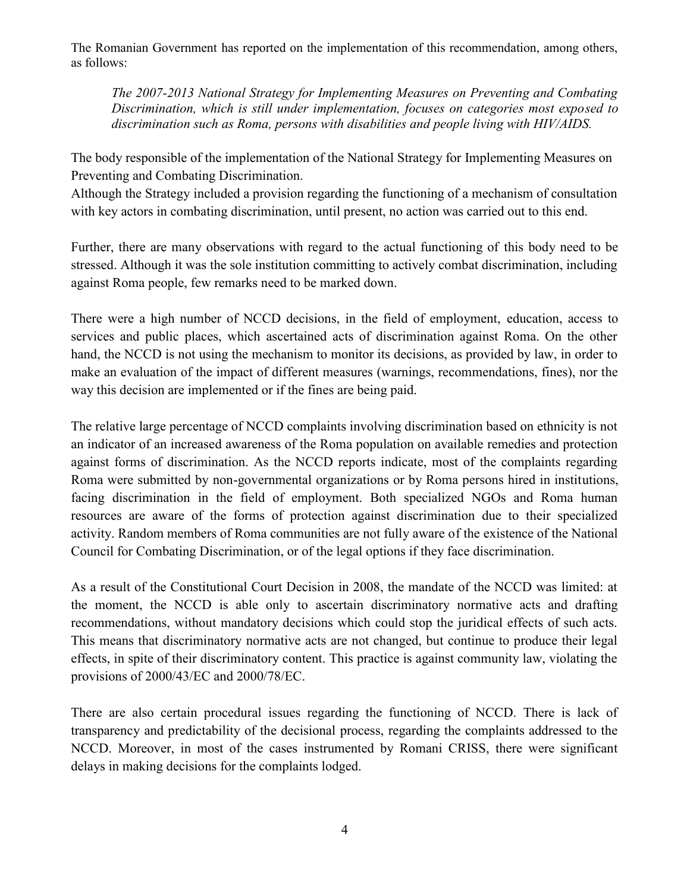The Romanian Government has reported on the implementation of this recommendation, among others, as follows:

> *The 2007-2013 National Strategy for Implementing Measures on Preventing and Combating Discrimination, which is still under implementation, focuses on categories most exposed to discrimination such as Roma, persons with disabilities and people living with HIV/AIDS.*

The body responsible of the implementation of the National Strategy for Implementing Measures on Preventing and Combating Discrimination.
Although the Strategy included a provision regarding the functioning of a mechanism of consultation with key actors in combating discrimination, until present, no action was carried out to this end.

Further, there are many observations with regard to the actual functioning of this body need to be stressed. Although it was the sole institution committing to actively combat discrimination, including against Roma people, few remarks need to be marked down.

There were a high number of NCCD decisions, in the field of employment, education, access to services and public places, which ascertained acts of discrimination against Roma. On the other hand, the NCCD is not using the mechanism to monitor its decisions, as provided by law, in order to make an evaluation of the impact of different measures (warnings, recommendations, fines), nor the way this decision are implemented or if the fines are being paid.

The relative large percentage of NCCD complaints involving discrimination based on ethnicity is not an indicator of an increased awareness of the Roma population on available remedies and protection against forms of discrimination. As the NCCD reports indicate, most of the complaints regarding Roma were submitted by non-governmental organizations or by Roma persons hired in institutions, facing discrimination in the field of employment. Both specialized NGOs and Roma human resources are aware of the forms of protection against discrimination due to their specialized activity. Random members of Roma communities are not fully aware of the existence of the National Council for Combating Discrimination, or of the legal options if they face discrimination.

As a result of the Constitutional Court Decision in 2008, the mandate of the NCCD was limited: at the moment, the NCCD is able only to ascertain discriminatory normative acts and drafting recommendations, without mandatory decisions which could stop the juridical effects of such acts. This means that discriminatory normative acts are not changed, but continue to produce their legal effects, in spite of their discriminatory content. This practice is against community law, violating the provisions of 2000/43/EC and 2000/78/EC.

There are also certain procedural issues regarding the functioning of NCCD. There is lack of transparency and predictability of the decisional process, regarding the complaints addressed to the NCCD. Moreover, in most of the cases instrumented by Romani CRISS, there were significant delays in making decisions for the complaints lodged.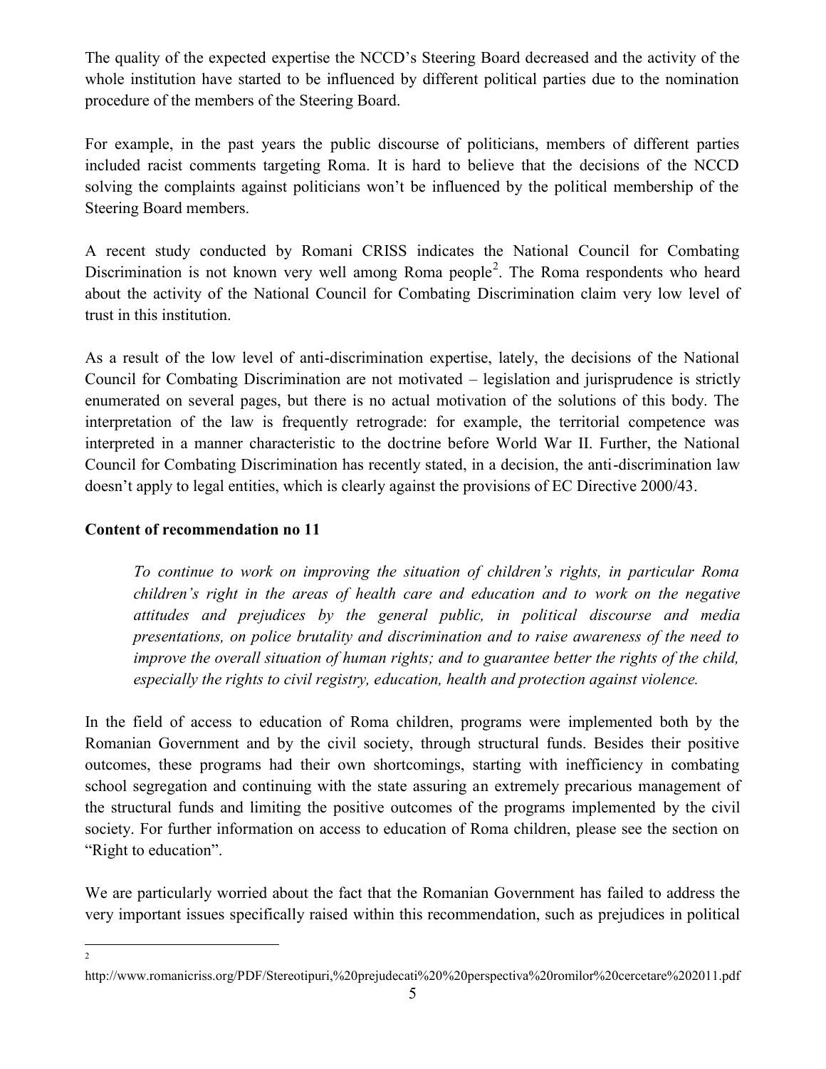The quality of the expected expertise the NCCD's Steering Board decreased and the activity of the whole institution have started to be influenced by different political parties due to the nomination procedure of the members of the Steering Board.

For example, in the past years the public discourse of politicians, members of different parties included racist comments targeting Roma. It is hard to believe that the decisions of the NCCD solving the complaints against politicians won't be influenced by the political membership of the Steering Board members.

A recent study conducted by Romani CRISS indicates the National Council for Combating Discrimination is not known very well among Roma people[2]. The Roma respondents who heard about the activity of the National Council for Combating Discrimination claim very low level of trust in this institution.

As a result of the low level of anti-discrimination expertise, lately, the decisions of the National Council for Combating Discrimination are not motivated – legislation and jurisprudence is strictly enumerated on several pages, but there is no actual motivation of the solutions of this body. The interpretation of the law is frequently retrograde: for example, the territorial competence was interpreted in a manner characteristic to the doctrine before World War II. Further, the National Council for Combating Discrimination has recently stated, in a decision, the anti-discrimination law doesn't apply to legal entities, which is clearly against the provisions of EC Directive 2000/43.

**Content of recommendation no 11**

> *To continue to work on improving the situation of children's rights, in particular Roma children's right in the areas of health care and education and to work on the negative attitudes and prejudices by the general public, in political discourse and media presentations, on police brutality and discrimination and to raise awareness of the need to improve the overall situation of human rights; and to guarantee better the rights of the child, especially the rights to civil registry, education, health and protection against violence.*

In the field of access to education of Roma children, programs were implemented both by the Romanian Government and by the civil society, through structural funds. Besides their positive outcomes, these programs had their own shortcomings, starting with inefficiency in combating school segregation and continuing with the state assuring an extremely precarious management of the structural funds and limiting the positive outcomes of the programs implemented by the civil society. For further information on access to education of Roma children, please see the section on "Right to education".

We are particularly worried about the fact that the Romanian Government has failed to address the very important issues specifically raised within this recommendation, such as prejudices in political

---

[2] http://www.romanicriss.org/PDF/Stereotipuri,%20prejudecati%20%20perspectiva%20romilor%20cercetare%202011.pdf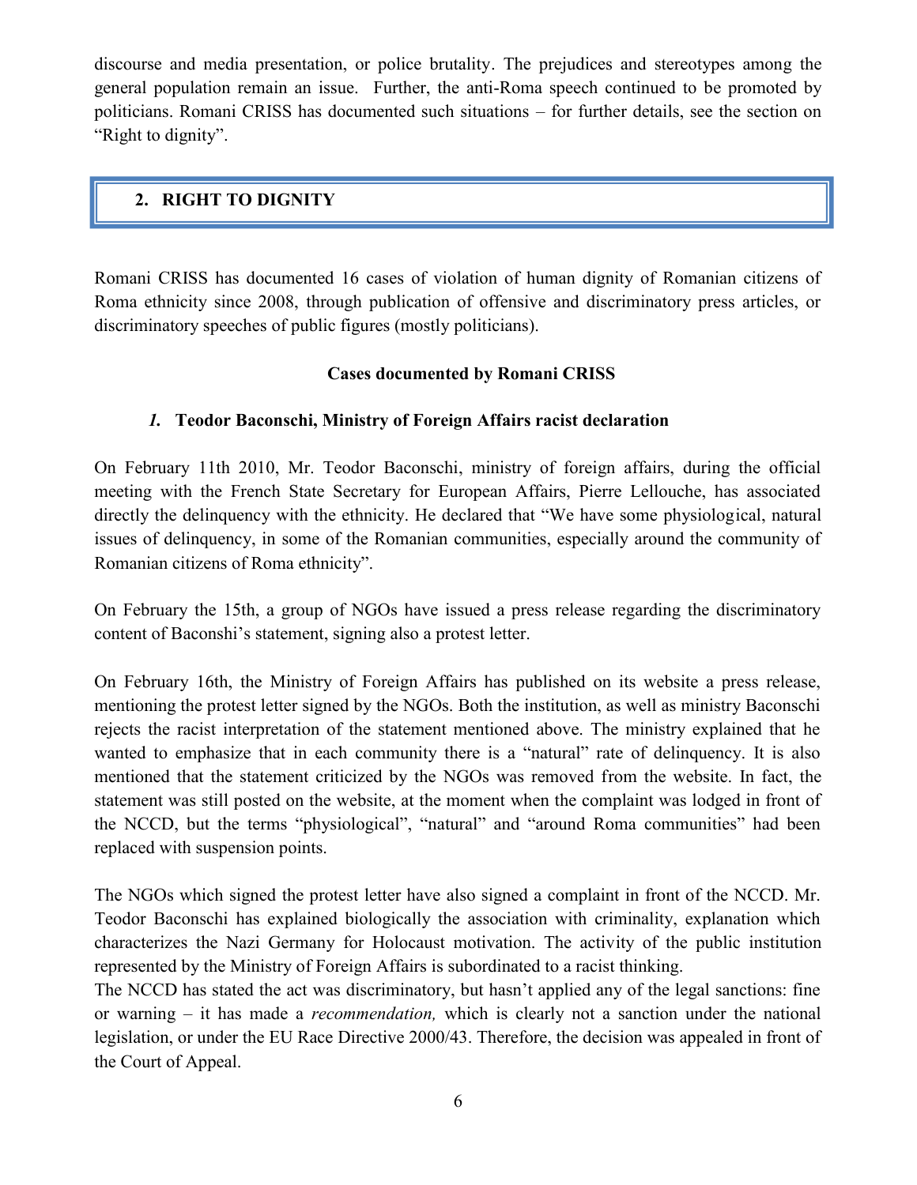discourse and media presentation, or police brutality. The prejudices and stereotypes among the general population remain an issue. Further, the anti-Roma speech continued to be promoted by politicians. Romani CRISS has documented such situations – for further details, see the section on "Right to dignity".

## 2. RIGHT TO DIGNITY

Romani CRISS has documented 16 cases of violation of human dignity of Romanian citizens of Roma ethnicity since 2008, through publication of offensive and discriminatory press articles, or discriminatory speeches of public figures (mostly politicians).

**Cases documented by Romani CRISS**

### *1.* Teodor Baconschi, Ministry of Foreign Affairs racist declaration

On February 11th 2010, Mr. Teodor Baconschi, ministry of foreign affairs, during the official meeting with the French State Secretary for European Affairs, Pierre Lellouche, has associated directly the delinquency with the ethnicity. He declared that "We have some physiological, natural issues of delinquency, in some of the Romanian communities, especially around the community of Romanian citizens of Roma ethnicity".

On February the 15th, a group of NGOs have issued a press release regarding the discriminatory content of Baconshi's statement, signing also a protest letter.

On February 16th, the Ministry of Foreign Affairs has published on its website a press release, mentioning the protest letter signed by the NGOs. Both the institution, as well as ministry Baconschi rejects the racist interpretation of the statement mentioned above. The ministry explained that he wanted to emphasize that in each community there is a "natural" rate of delinquency. It is also mentioned that the statement criticized by the NGOs was removed from the website. In fact, the statement was still posted on the website, at the moment when the complaint was lodged in front of the NCCD, but the terms "physiological", "natural" and "around Roma communities" had been replaced with suspension points.

The NGOs which signed the protest letter have also signed a complaint in front of the NCCD. Mr. Teodor Baconschi has explained biologically the association with criminality, explanation which characterizes the Nazi Germany for Holocaust motivation. The activity of the public institution represented by the Ministry of Foreign Affairs is subordinated to a racist thinking.
The NCCD has stated the act was discriminatory, but hasn't applied any of the legal sanctions: fine or warning – it has made a *recommendation,* which is clearly not a sanction under the national legislation, or under the EU Race Directive 2000/43. Therefore, the decision was appealed in front of the Court of Appeal.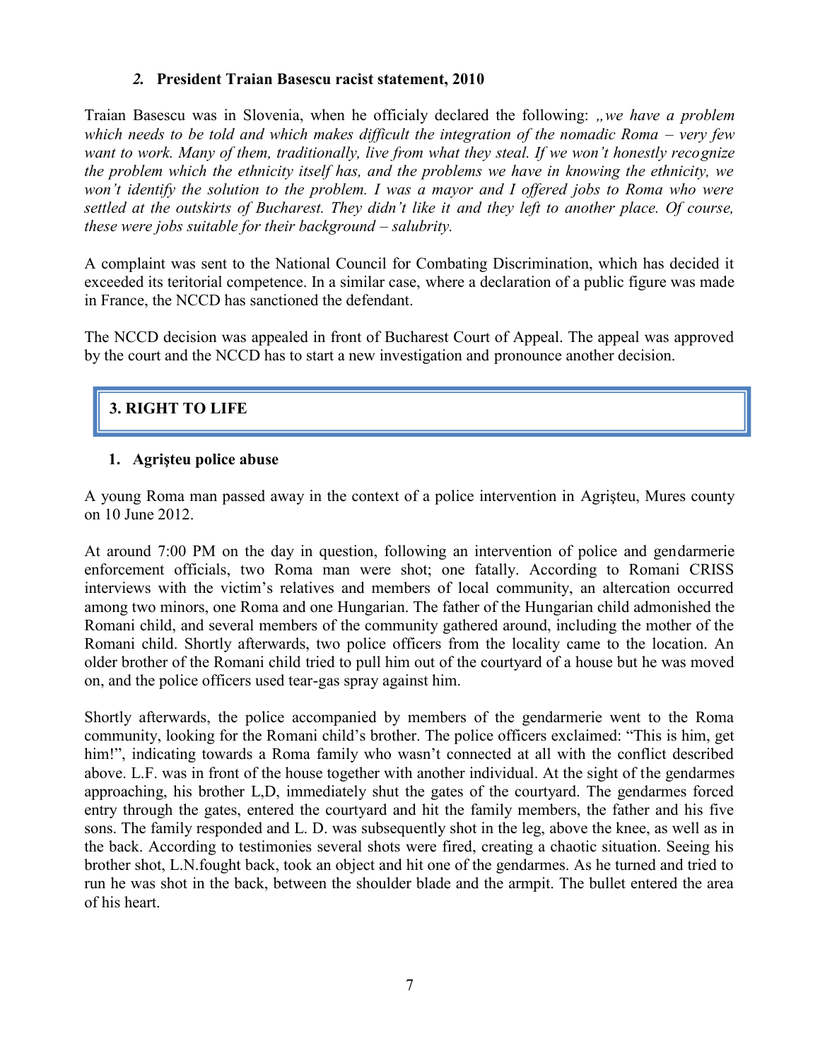### *2.* **President Traian Basescu racist statement, 2010**

Traian Basescu was in Slovenia, when he officialy declared the following: *„we have a problem which needs to be told and which makes difficult the integration of the nomadic Roma – very few want to work. Many of them, traditionally, live from what they steal. If we won't honestly recognize the problem which the ethnicity itself has, and the problems we have in knowing the ethnicity, we won't identify the solution to the problem. I was a mayor and I offered jobs to Roma who were settled at the outskirts of Bucharest. They didn't like it and they left to another place. Of course, these were jobs suitable for their background – salubrity.*

A complaint was sent to the National Council for Combating Discrimination, which has decided it exceeded its teritorial competence. In a similar case, where a declaration of a public figure was made in France, the NCCD has sanctioned the defendant.

The NCCD decision was appealed in front of Bucharest Court of Appeal. The appeal was approved by the court and the NCCD has to start a new investigation and pronounce another decision.

## 3. RIGHT TO LIFE

### 1. Agrişteu police abuse

A young Roma man passed away in the context of a police intervention in Agrişteu, Mures county on 10 June 2012.

At around 7:00 PM on the day in question, following an intervention of police and gendarmerie enforcement officials, two Roma man were shot; one fatally. According to Romani CRISS interviews with the victim's relatives and members of local community, an altercation occurred among two minors, one Roma and one Hungarian. The father of the Hungarian child admonished the Romani child, and several members of the community gathered around, including the mother of the Romani child. Shortly afterwards, two police officers from the locality came to the location. An older brother of the Romani child tried to pull him out of the courtyard of a house but he was moved on, and the police officers used tear-gas spray against him.

Shortly afterwards, the police accompanied by members of the gendarmerie went to the Roma community, looking for the Romani child's brother. The police officers exclaimed: "This is him, get him!", indicating towards a Roma family who wasn't connected at all with the conflict described above. L.F. was in front of the house together with another individual. At the sight of the gendarmes approaching, his brother L,D, immediately shut the gates of the courtyard. The gendarmes forced entry through the gates, entered the courtyard and hit the family members, the father and his five sons. The family responded and L. D. was subsequently shot in the leg, above the knee, as well as in the back. According to testimonies several shots were fired, creating a chaotic situation. Seeing his brother shot, L.N.fought back, took an object and hit one of the gendarmes. As he turned and tried to run he was shot in the back, between the shoulder blade and the armpit. The bullet entered the area of his heart.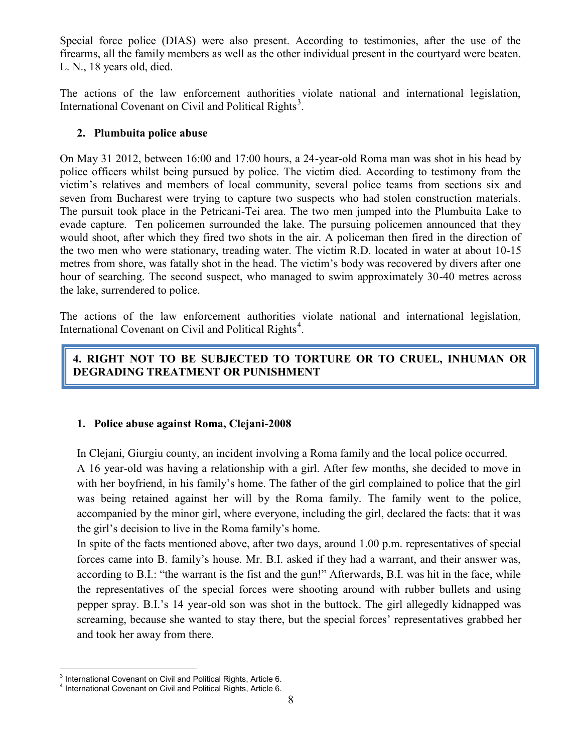Special force police (DIAS) were also present. According to testimonies, after the use of the firearms, all the family members as well as the other individual present in the courtyard were beaten. L. N., 18 years old, died.

The actions of the law enforcement authorities violate national and international legislation, International Covenant on Civil and Political Rights[3].

### 2. Plumbuita police abuse

On May 31 2012, between 16:00 and 17:00 hours, a 24-year-old Roma man was shot in his head by police officers whilst being pursued by police. The victim died. According to testimony from the victim's relatives and members of local community, several police teams from sections six and seven from Bucharest were trying to capture two suspects who had stolen construction materials. The pursuit took place in the Petricani-Tei area. The two men jumped into the Plumbuita Lake to evade capture. Ten policemen surrounded the lake. The pursuing policemen announced that they would shoot, after which they fired two shots in the air. A policeman then fired in the direction of the two men who were stationary, treading water. The victim R.D. located in water at about 10-15 metres from shore, was fatally shot in the head. The victim's body was recovered by divers after one hour of searching. The second suspect, who managed to swim approximately 30-40 metres across the lake, surrendered to police.

The actions of the law enforcement authorities violate national and international legislation, International Covenant on Civil and Political Rights[4].

## 4. RIGHT NOT TO BE SUBJECTED TO TORTURE OR TO CRUEL, INHUMAN OR DEGRADING TREATMENT OR PUNISHMENT

### 1. Police abuse against Roma, Clejani-2008

In Clejani, Giurgiu county, an incident involving a Roma family and the local police occurred.

A 16 year-old was having a relationship with a girl. After few months, she decided to move in with her boyfriend, in his family's home. The father of the girl complained to police that the girl was being retained against her will by the Roma family. The family went to the police, accompanied by the minor girl, where everyone, including the girl, declared the facts: that it was the girl's decision to live in the Roma family's home.

In spite of the facts mentioned above, after two days, around 1.00 p.m. representatives of special forces came into B. family's house. Mr. B.I. asked if they had a warrant, and their answer was, according to B.I.: "the warrant is the fist and the gun!" Afterwards, B.I. was hit in the face, while the representatives of the special forces were shooting around with rubber bullets and using pepper spray. B.I.'s 14 year-old son was shot in the buttock. The girl allegedly kidnapped was screaming, because she wanted to stay there, but the special forces' representatives grabbed her and took her away from there.

---

[3] International Covenant on Civil and Political Rights, Article 6.

[4] International Covenant on Civil and Political Rights, Article 6.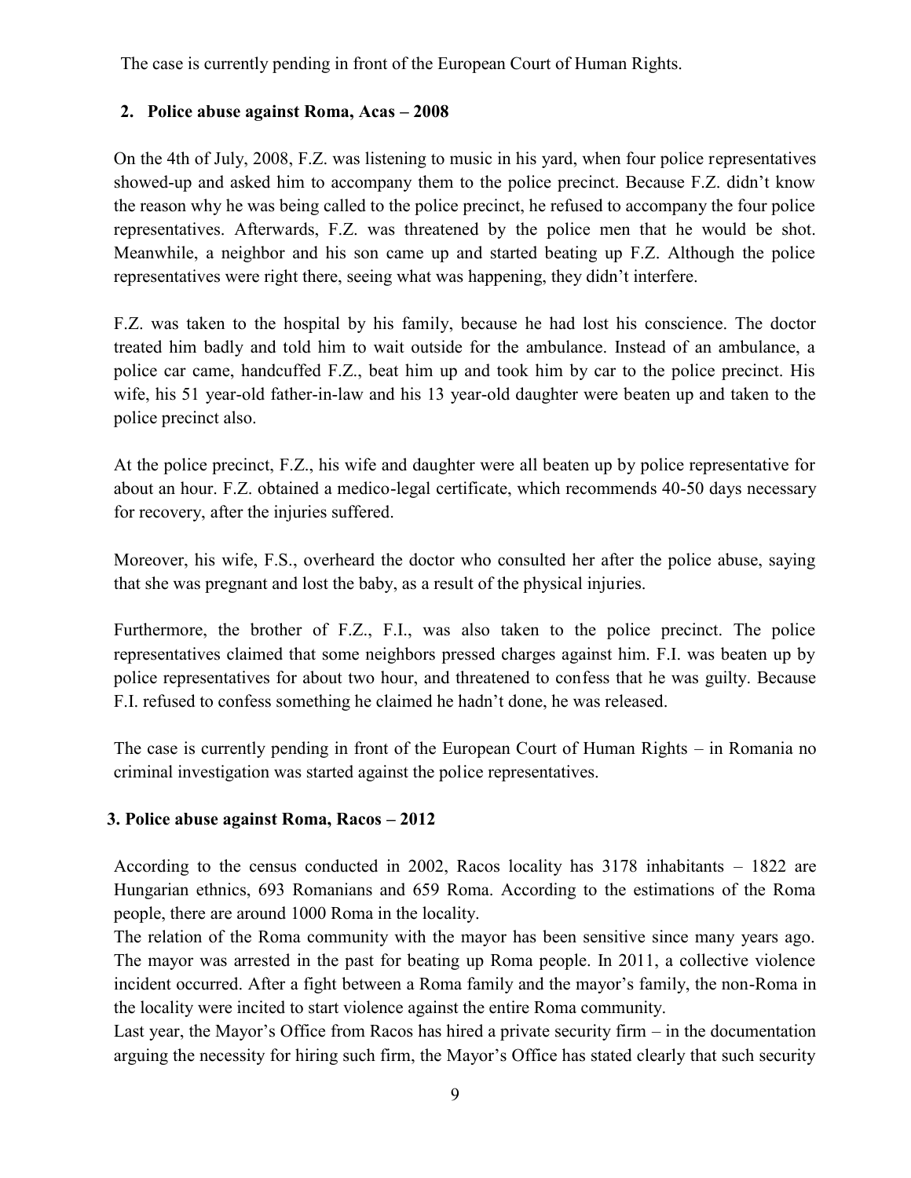The case is currently pending in front of the European Court of Human Rights.

## 2. Police abuse against Roma, Acas – 2008

On the 4th of July, 2008, F.Z. was listening to music in his yard, when four police representatives showed-up and asked him to accompany them to the police precinct. Because F.Z. didn't know the reason why he was being called to the police precinct, he refused to accompany the four police representatives. Afterwards, F.Z. was threatened by the police men that he would be shot. Meanwhile, a neighbor and his son came up and started beating up F.Z. Although the police representatives were right there, seeing what was happening, they didn't interfere.

F.Z. was taken to the hospital by his family, because he had lost his conscience. The doctor treated him badly and told him to wait outside for the ambulance. Instead of an ambulance, a police car came, handcuffed F.Z., beat him up and took him by car to the police precinct. His wife, his 51 year-old father-in-law and his 13 year-old daughter were beaten up and taken to the police precinct also.

At the police precinct, F.Z., his wife and daughter were all beaten up by police representative for about an hour. F.Z. obtained a medico-legal certificate, which recommends 40-50 days necessary for recovery, after the injuries suffered.

Moreover, his wife, F.S., overheard the doctor who consulted her after the police abuse, saying that she was pregnant and lost the baby, as a result of the physical injuries.

Furthermore, the brother of F.Z., F.I., was also taken to the police precinct. The police representatives claimed that some neighbors pressed charges against him. F.I. was beaten up by police representatives for about two hour, and threatened to confess that he was guilty. Because F.I. refused to confess something he claimed he hadn't done, he was released.

The case is currently pending in front of the European Court of Human Rights – in Romania no criminal investigation was started against the police representatives.

## 3. Police abuse against Roma, Racos – 2012

According to the census conducted in 2002, Racos locality has 3178 inhabitants – 1822 are Hungarian ethnics, 693 Romanians and 659 Roma. According to the estimations of the Roma people, there are around 1000 Roma in the locality.
The relation of the Roma community with the mayor has been sensitive since many years ago. The mayor was arrested in the past for beating up Roma people. In 2011, a collective violence incident occurred. After a fight between a Roma family and the mayor's family, the non-Roma in the locality were incited to start violence against the entire Roma community.
Last year, the Mayor's Office from Racos has hired a private security firm – in the documentation arguing the necessity for hiring such firm, the Mayor's Office has stated clearly that such security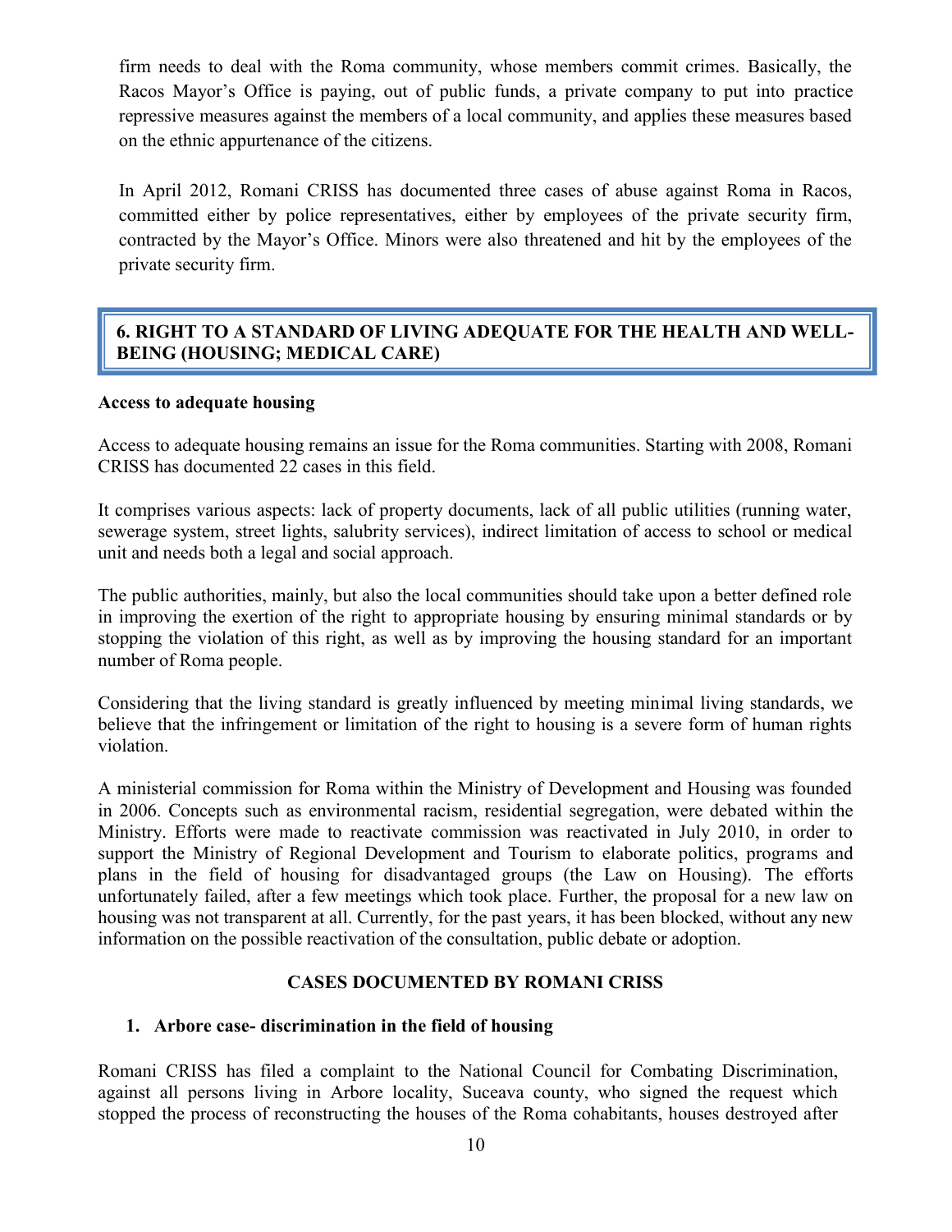firm needs to deal with the Roma community, whose members commit crimes. Basically, the Racos Mayor's Office is paying, out of public funds, a private company to put into practice repressive measures against the members of a local community, and applies these measures based on the ethnic appurtenance of the citizens.

In April 2012, Romani CRISS has documented three cases of abuse against Roma in Racos, committed either by police representatives, either by employees of the private security firm, contracted by the Mayor's Office. Minors were also threatened and hit by the employees of the private security firm.

## 6. RIGHT TO A STANDARD OF LIVING ADEQUATE FOR THE HEALTH AND WELL-BEING (HOUSING; MEDICAL CARE)

**Access to adequate housing**

Access to adequate housing remains an issue for the Roma communities. Starting with 2008, Romani CRISS has documented 22 cases in this field.

It comprises various aspects: lack of property documents, lack of all public utilities (running water, sewerage system, street lights, salubrity services), indirect limitation of access to school or medical unit and needs both a legal and social approach.

The public authorities, mainly, but also the local communities should take upon a better defined role in improving the exertion of the right to appropriate housing by ensuring minimal standards or by stopping the violation of this right, as well as by improving the housing standard for an important number of Roma people.

Considering that the living standard is greatly influenced by meeting minimal living standards, we believe that the infringement or limitation of the right to housing is a severe form of human rights violation.

A ministerial commission for Roma within the Ministry of Development and Housing was founded in 2006. Concepts such as environmental racism, residential segregation, were debated within the Ministry. Efforts were made to reactivate commission was reactivated in July 2010, in order to support the Ministry of Regional Development and Tourism to elaborate politics, programs and plans in the field of housing for disadvantaged groups (the Law on Housing). The efforts unfortunately failed, after a few meetings which took place. Further, the proposal for a new law on housing was not transparent at all. Currently, for the past years, it has been blocked, without any new information on the possible reactivation of the consultation, public debate or adoption.

### CASES DOCUMENTED BY ROMANI CRISS

1. **Arbore case- discrimination in the field of housing**

Romani CRISS has filed a complaint to the National Council for Combating Discrimination, against all persons living in Arbore locality, Suceava county, who signed the request which stopped the process of reconstructing the houses of the Roma cohabitants, houses destroyed after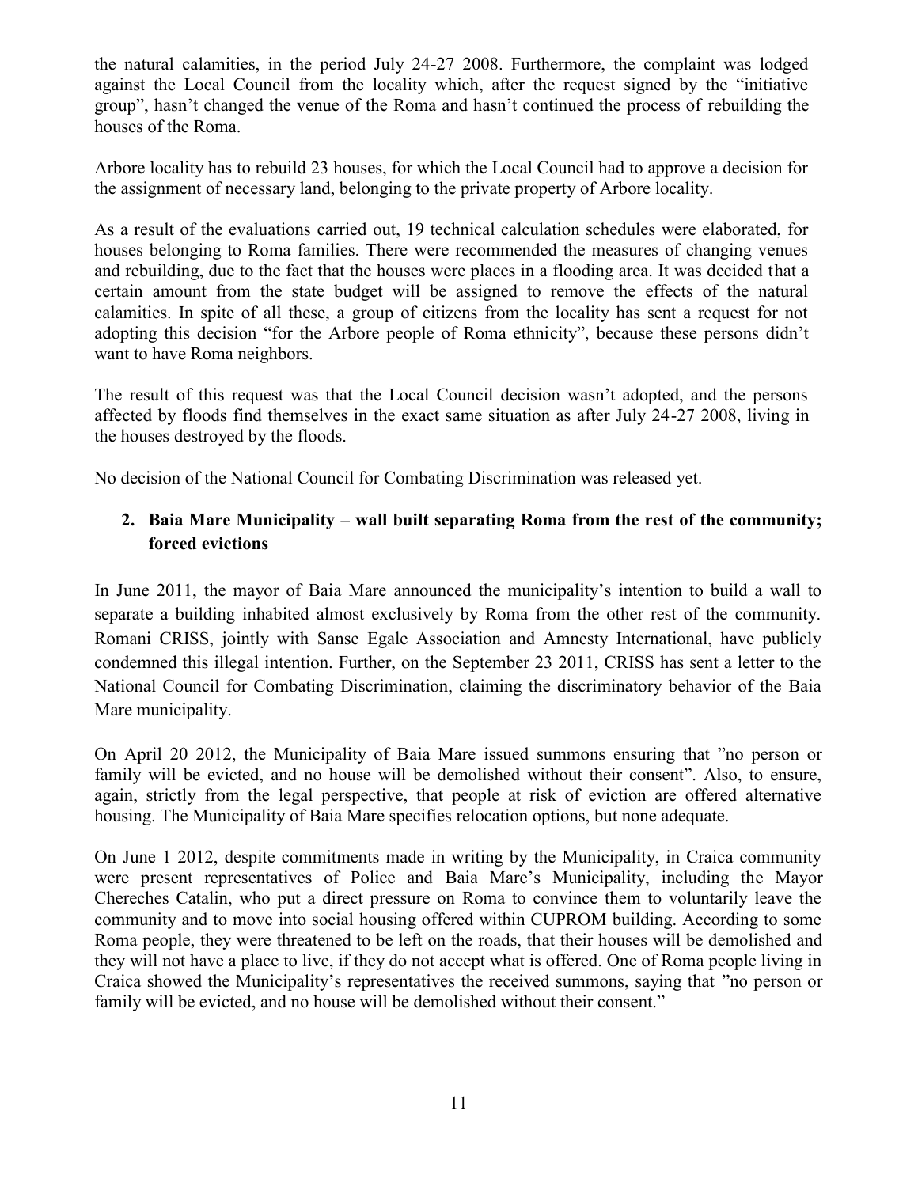the natural calamities, in the period July 24-27 2008. Furthermore, the complaint was lodged against the Local Council from the locality which, after the request signed by the "initiative group", hasn't changed the venue of the Roma and hasn't continued the process of rebuilding the houses of the Roma.

Arbore locality has to rebuild 23 houses, for which the Local Council had to approve a decision for the assignment of necessary land, belonging to the private property of Arbore locality.

As a result of the evaluations carried out, 19 technical calculation schedules were elaborated, for houses belonging to Roma families. There were recommended the measures of changing venues and rebuilding, due to the fact that the houses were places in a flooding area. It was decided that a certain amount from the state budget will be assigned to remove the effects of the natural calamities. In spite of all these, a group of citizens from the locality has sent a request for not adopting this decision "for the Arbore people of Roma ethnicity", because these persons didn't want to have Roma neighbors.

The result of this request was that the Local Council decision wasn't adopted, and the persons affected by floods find themselves in the exact same situation as after July 24-27 2008, living in the houses destroyed by the floods.

No decision of the National Council for Combating Discrimination was released yet.

## 2. Baia Mare Municipality – wall built separating Roma from the rest of the community; forced evictions

In June 2011, the mayor of Baia Mare announced the municipality's intention to build a wall to separate a building inhabited almost exclusively by Roma from the other rest of the community. Romani CRISS, jointly with Sanse Egale Association and Amnesty International, have publicly condemned this illegal intention. Further, on the September 23 2011, CRISS has sent a letter to the National Council for Combating Discrimination, claiming the discriminatory behavior of the Baia Mare municipality.

On April 20 2012, the Municipality of Baia Mare issued summons ensuring that "no person or family will be evicted, and no house will be demolished without their consent". Also, to ensure, again, strictly from the legal perspective, that people at risk of eviction are offered alternative housing. The Municipality of Baia Mare specifies relocation options, but none adequate.

On June 1 2012, despite commitments made in writing by the Municipality, in Craica community were present representatives of Police and Baia Mare's Municipality, including the Mayor Chereches Catalin, who put a direct pressure on Roma to convince them to voluntarily leave the community and to move into social housing offered within CUPROM building. According to some Roma people, they were threatened to be left on the roads, that their houses will be demolished and they will not have a place to live, if they do not accept what is offered. One of Roma people living in Craica showed the Municipality's representatives the received summons, saying that "no person or family will be evicted, and no house will be demolished without their consent."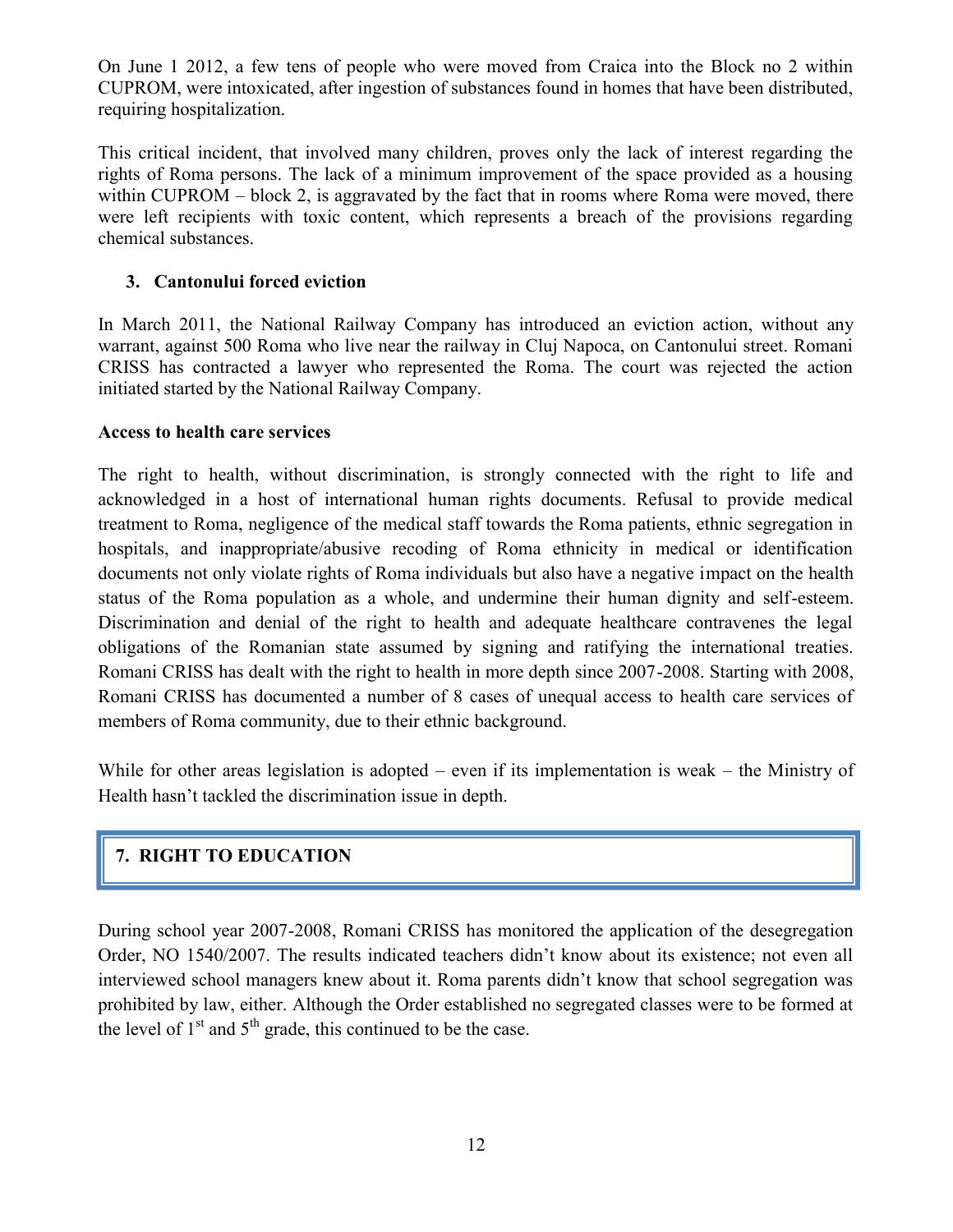On June 1 2012, a few tens of people who were moved from Craica into the Block no 2 within CUPROM, were intoxicated, after ingestion of substances found in homes that have been distributed, requiring hospitalization.

This critical incident, that involved many children, proves only the lack of interest regarding the rights of Roma persons. The lack of a minimum improvement of the space provided as a housing within CUPROM – block 2, is aggravated by the fact that in rooms where Roma were moved, there were left recipients with toxic content, which represents a breach of the provisions regarding chemical substances.

### 3. Cantonului forced eviction

In March 2011, the National Railway Company has introduced an eviction action, without any warrant, against 500 Roma who live near the railway in Cluj Napoca, on Cantonului street. Romani CRISS has contracted a lawyer who represented the Roma. The court was rejected the action initiated started by the National Railway Company.

**Access to health care services**

The right to health, without discrimination, is strongly connected with the right to life and acknowledged in a host of international human rights documents. Refusal to provide medical treatment to Roma, negligence of the medical staff towards the Roma patients, ethnic segregation in hospitals, and inappropriate/abusive recoding of Roma ethnicity in medical or identification documents not only violate rights of Roma individuals but also have a negative impact on the health status of the Roma population as a whole, and undermine their human dignity and self-esteem. Discrimination and denial of the right to health and adequate healthcare contravenes the legal obligations of the Romanian state assumed by signing and ratifying the international treaties. Romani CRISS has dealt with the right to health in more depth since 2007-2008. Starting with 2008, Romani CRISS has documented a number of 8 cases of unequal access to health care services of members of Roma community, due to their ethnic background.

While for other areas legislation is adopted – even if its implementation is weak – the Ministry of Health hasn't tackled the discrimination issue in depth.

## 7. RIGHT TO EDUCATION

During school year 2007-2008, Romani CRISS has monitored the application of the desegregation Order, NO 1540/2007. The results indicated teachers didn't know about its existence; not even all interviewed school managers knew about it. Roma parents didn't know that school segregation was prohibited by law, either. Although the Order established no segregated classes were to be formed at the level of 1st and 5th grade, this continued to be the case.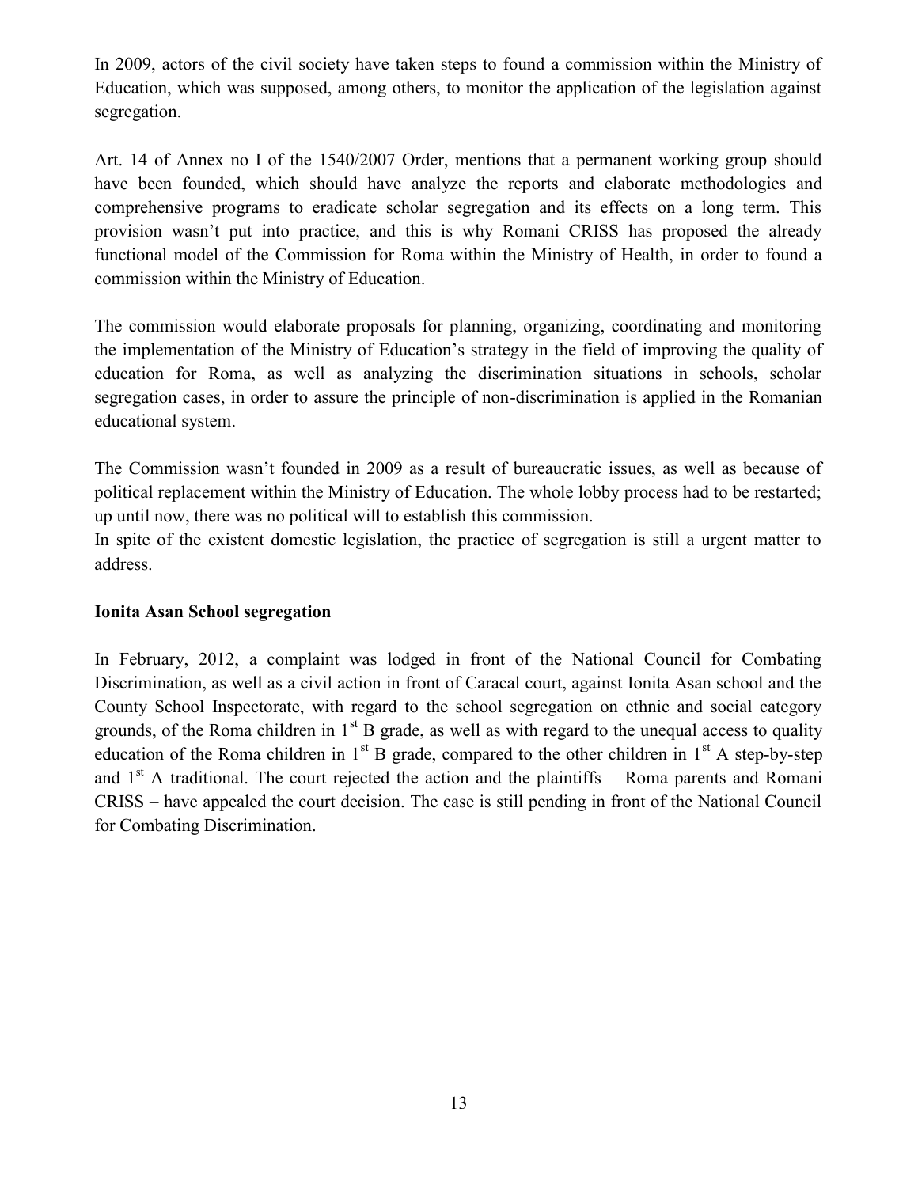In 2009, actors of the civil society have taken steps to found a commission within the Ministry of Education, which was supposed, among others, to monitor the application of the legislation against segregation.

Art. 14 of Annex no I of the 1540/2007 Order, mentions that a permanent working group should have been founded, which should have analyze the reports and elaborate methodologies and comprehensive programs to eradicate scholar segregation and its effects on a long term. This provision wasn't put into practice, and this is why Romani CRISS has proposed the already functional model of the Commission for Roma within the Ministry of Health, in order to found a commission within the Ministry of Education.

The commission would elaborate proposals for planning, organizing, coordinating and monitoring the implementation of the Ministry of Education's strategy in the field of improving the quality of education for Roma, as well as analyzing the discrimination situations in schools, scholar segregation cases, in order to assure the principle of non-discrimination is applied in the Romanian educational system.

The Commission wasn't founded in 2009 as a result of bureaucratic issues, as well as because of political replacement within the Ministry of Education. The whole lobby process had to be restarted; up until now, there was no political will to establish this commission.

In spite of the existent domestic legislation, the practice of segregation is still a urgent matter to address.

**Ionita Asan School segregation**

In February, 2012, a complaint was lodged in front of the National Council for Combating Discrimination, as well as a civil action in front of Caracal court, against Ionita Asan school and the County School Inspectorate, with regard to the school segregation on ethnic and social category grounds, of the Roma children in 1st B grade, as well as with regard to the unequal access to quality education of the Roma children in 1st B grade, compared to the other children in 1st A step-by-step and 1st A traditional. The court rejected the action and the plaintiffs – Roma parents and Romani CRISS – have appealed the court decision. The case is still pending in front of the National Council for Combating Discrimination.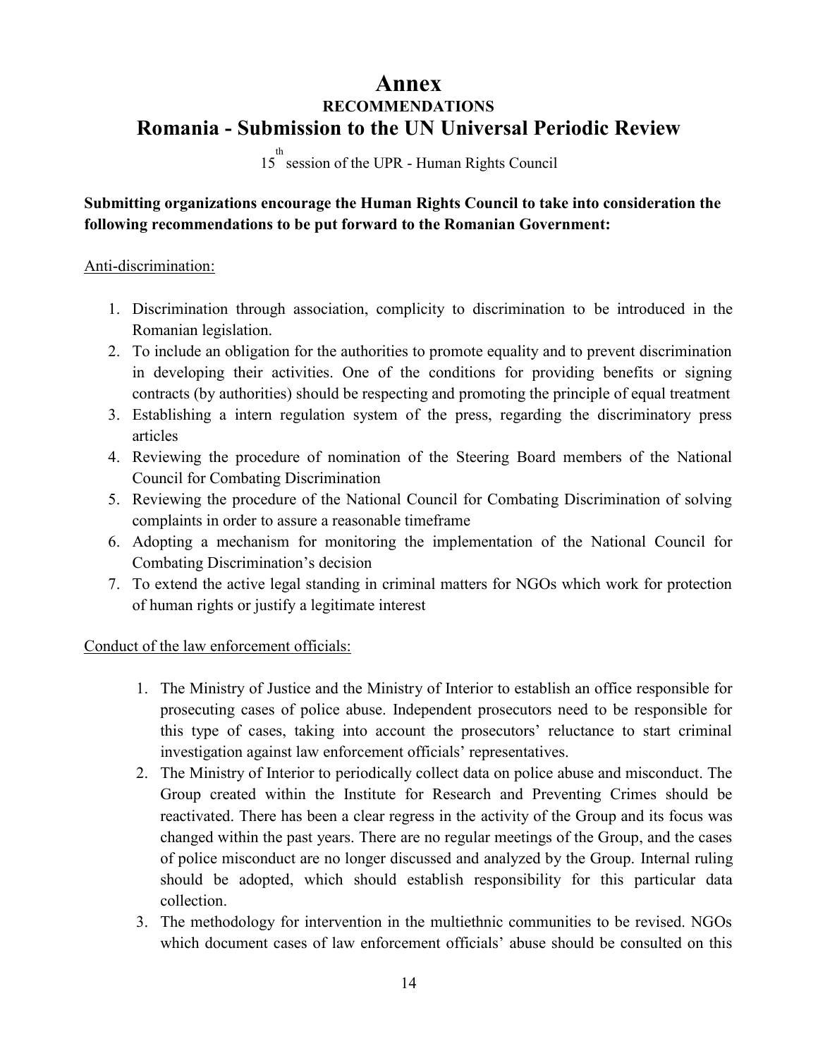# Annex

## RECOMMENDATIONS

## Romania - Submission to the UN Universal Periodic Review

15th session of the UPR - Human Rights Council

**Submitting organizations encourage the Human Rights Council to take into consideration the following recommendations to be put forward to the Romanian Government:**

Anti-discrimination:

1. Discrimination through association, complicity to discrimination to be introduced in the Romanian legislation.
2. To include an obligation for the authorities to promote equality and to prevent discrimination in developing their activities. One of the conditions for providing benefits or signing contracts (by authorities) should be respecting and promoting the principle of equal treatment
3. Establishing a intern regulation system of the press, regarding the discriminatory press articles
4. Reviewing the procedure of nomination of the Steering Board members of the National Council for Combating Discrimination
5. Reviewing the procedure of the National Council for Combating Discrimination of solving complaints in order to assure a reasonable timeframe
6. Adopting a mechanism for monitoring the implementation of the National Council for Combating Discrimination's decision
7. To extend the active legal standing in criminal matters for NGOs which work for protection of human rights or justify a legitimate interest

Conduct of the law enforcement officials:

1. The Ministry of Justice and the Ministry of Interior to establish an office responsible for prosecuting cases of police abuse. Independent prosecutors need to be responsible for this type of cases, taking into account the prosecutors' reluctance to start criminal investigation against law enforcement officials' representatives.
2. The Ministry of Interior to periodically collect data on police abuse and misconduct. The Group created within the Institute for Research and Preventing Crimes should be reactivated. There has been a clear regress in the activity of the Group and its focus was changed within the past years. There are no regular meetings of the Group, and the cases of police misconduct are no longer discussed and analyzed by the Group. Internal ruling should be adopted, which should establish responsibility for this particular data collection.
3. The methodology for intervention in the multiethnic communities to be revised. NGOs which document cases of law enforcement officials' abuse should be consulted on this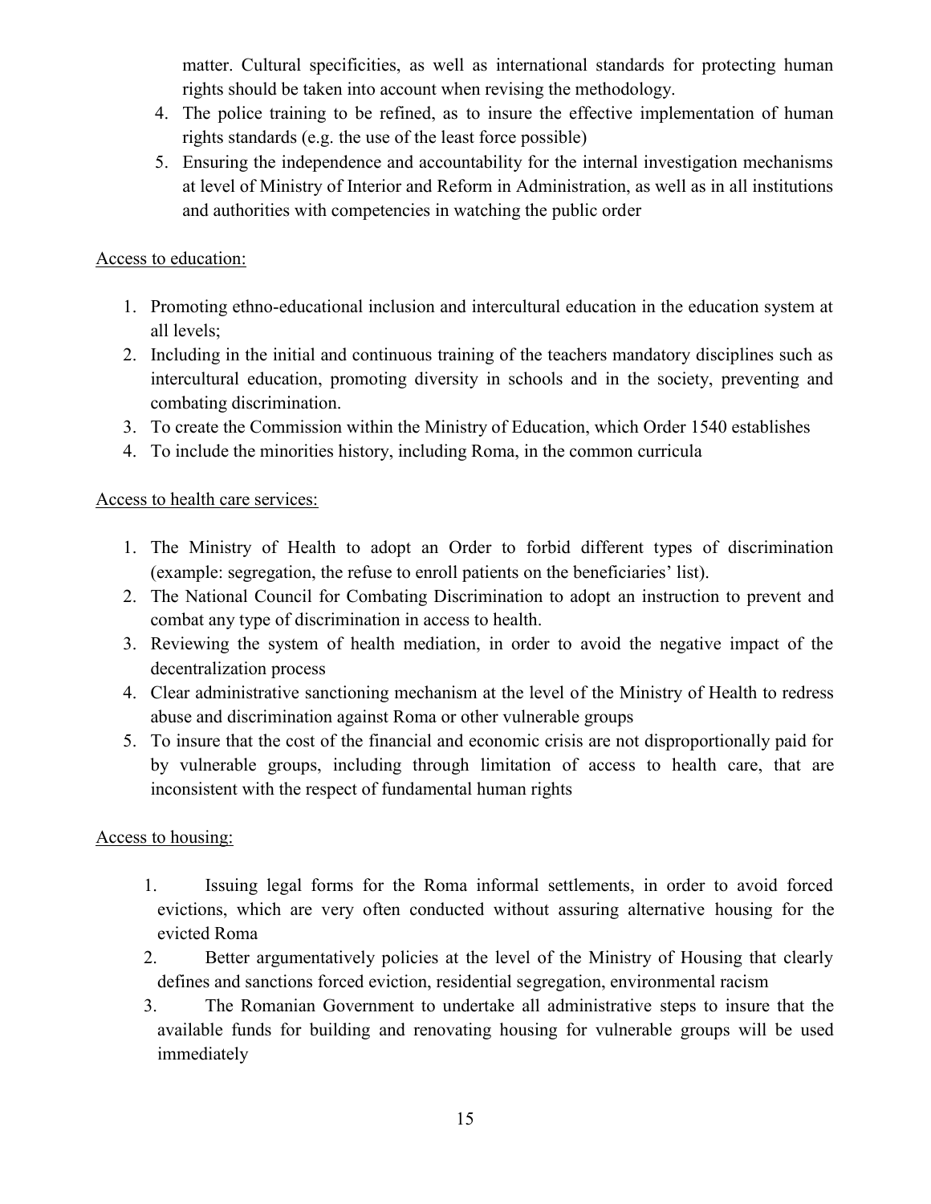matter. Cultural specificities, as well as international standards for protecting human rights should be taken into account when revising the methodology.

4. The police training to be refined, as to insure the effective implementation of human rights standards (e.g. the use of the least force possible)
5. Ensuring the independence and accountability for the internal investigation mechanisms at level of Ministry of Interior and Reform in Administration, as well as in all institutions and authorities with competencies in watching the public order

Access to education:

1. Promoting ethno-educational inclusion and intercultural education in the education system at all levels;
2. Including in the initial and continuous training of the teachers mandatory disciplines such as intercultural education, promoting diversity in schools and in the society, preventing and combating discrimination.
3. To create the Commission within the Ministry of Education, which Order 1540 establishes
4. To include the minorities history, including Roma, in the common curricula

Access to health care services:

1. The Ministry of Health to adopt an Order to forbid different types of discrimination (example: segregation, the refuse to enroll patients on the beneficiaries' list).
2. The National Council for Combating Discrimination to adopt an instruction to prevent and combat any type of discrimination in access to health.
3. Reviewing the system of health mediation, in order to avoid the negative impact of the decentralization process
4. Clear administrative sanctioning mechanism at the level of the Ministry of Health to redress abuse and discrimination against Roma or other vulnerable groups
5. To insure that the cost of the financial and economic crisis are not disproportionally paid for by vulnerable groups, including through limitation of access to health care, that are inconsistent with the respect of fundamental human rights

Access to housing:

1. Issuing legal forms for the Roma informal settlements, in order to avoid forced evictions, which are very often conducted without assuring alternative housing for the evicted Roma
2. Better argumentatively policies at the level of the Ministry of Housing that clearly defines and sanctions forced eviction, residential segregation, environmental racism
3. The Romanian Government to undertake all administrative steps to insure that the available funds for building and renovating housing for vulnerable groups will be used immediately